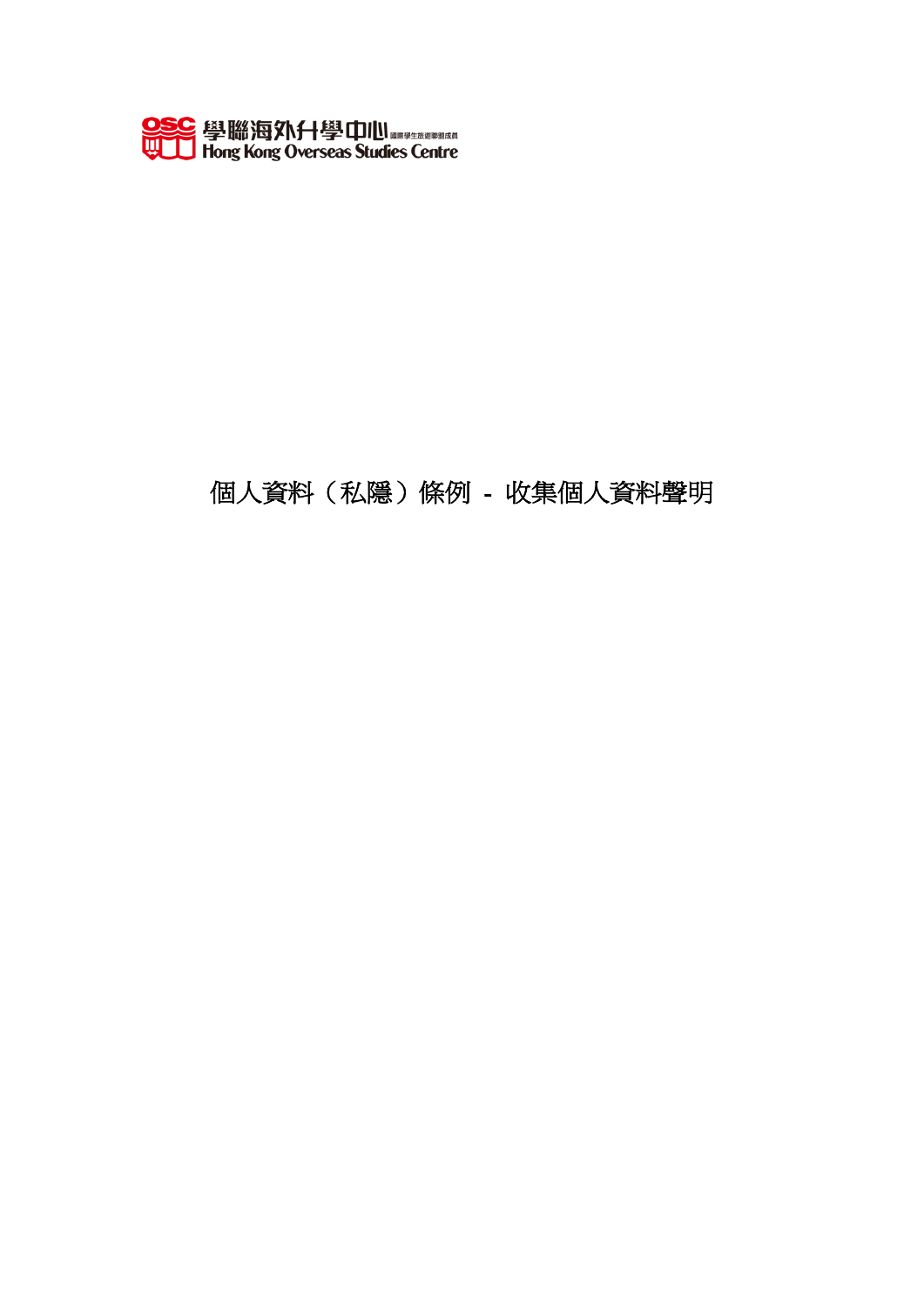學聯海外升學中心 國際學生旅遊聯盟成員
Hong Kong Overseas Studies Centre

# 個人資料（私隱）條例 - 收集個人資料聲明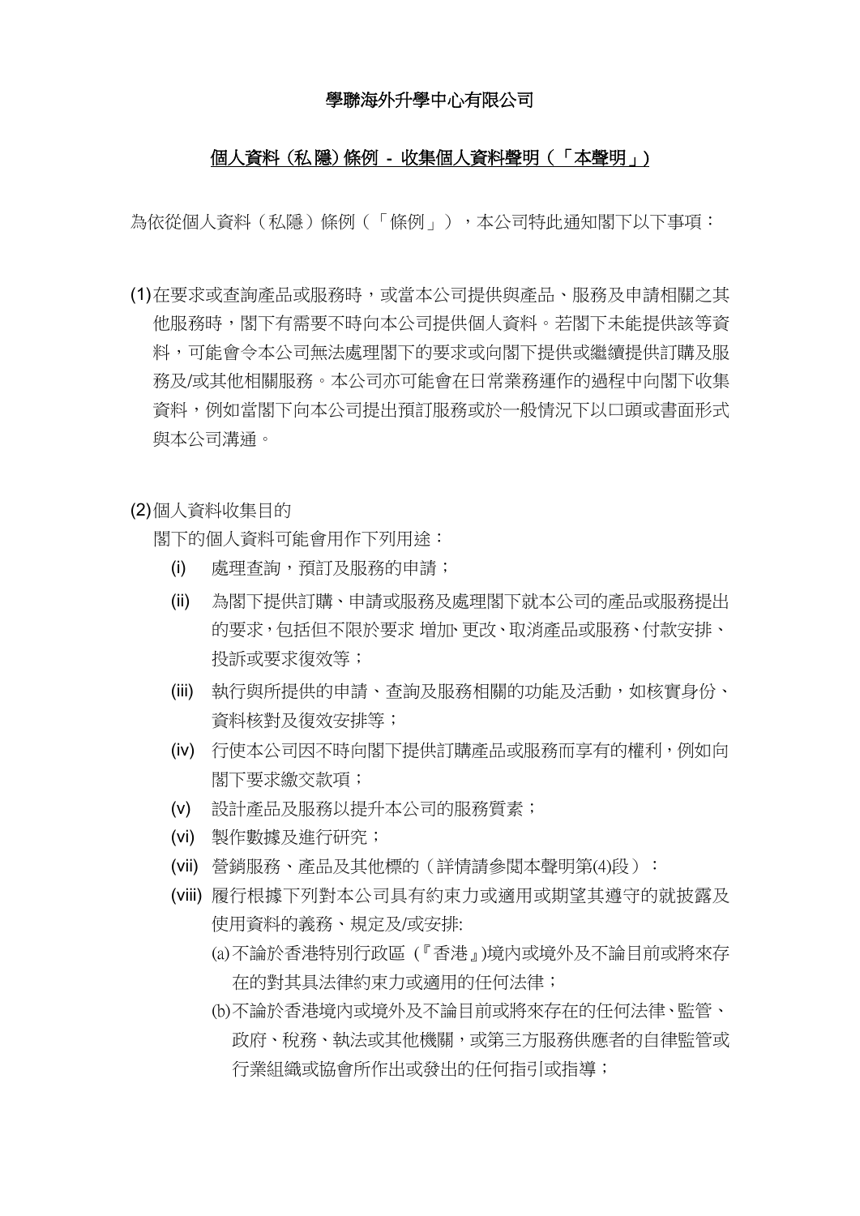**學聯海外升學中心有限公司**

**<u>個人資料 (私 隱) 條例 - 收集個人資料聲明 (「本聲明」)</u>**

為依從個人資料（私隱）條例（「條例」），本公司特此通知閣下以下事項：

(1) 在要求或查詢產品或服務時，或當本公司提供與產品、服務及申請相關之其他服務時，閣下有需要不時向本公司提供個人資料。若閣下未能提供該等資料，可能會令本公司無法處理閣下的要求或向閣下提供或繼續提供訂購及服務及/或其他相關服務。本公司亦可能會在日常業務運作的過程中向閣下收集資料，例如當閣下向本公司提出預訂服務或於一般情況下以口頭或書面形式與本公司溝通。

(2) 個人資料收集目的

閣下的個人資料可能會用作下列用途：

(i) 處理查詢，預訂及服務的申請；

(ii) 為閣下提供訂購、申請或服務及處理閣下就本公司的產品或服務提出的要求，包括但不限於要求 增加、更改、取消產品或服務、付款安排、投訴或要求復效等；

(iii) 執行與所提供的申請、查詢及服務相關的功能及活動，如核實身份、資料核對及復效安排等；

(iv) 行使本公司因不時向閣下提供訂購產品或服務而享有的權利，例如向閣下要求繳交款項；

(v) 設計產品及服務以提升本公司的服務質素；

(vi) 製作數據及進行研究；

(vii) 營銷服務、產品及其他標的（詳情請參閱本聲明第(4)段）：

(viii) 履行根據下列對本公司具有約束力或適用或期望其遵守的就披露及使用資料的義務、規定及/或安排:

(a) 不論於香港特別行政區 (『香港』)境內或境外及不論目前或將來存在的對其具法律約束力或適用的任何法律；

(b) 不論於香港境內或境外及不論目前或將來存在的任何法律、監管、政府、稅務、執法或其他機關，或第三方服務供應者的自律監管或行業組織或協會所作出或發出的任何指引或指導；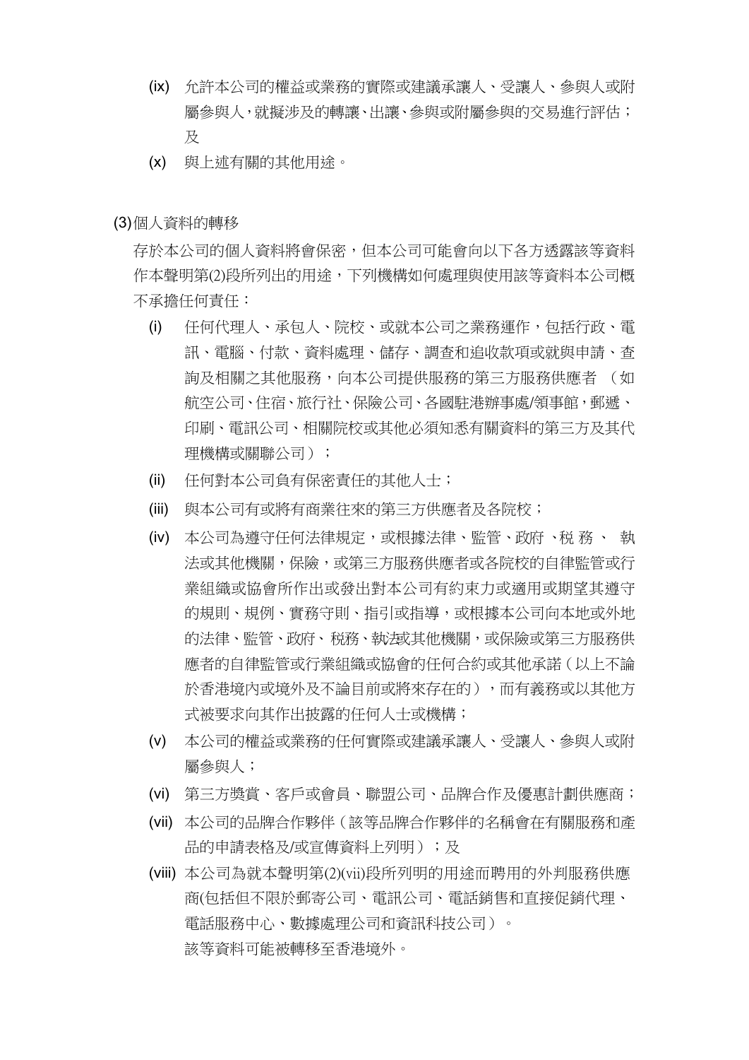(ix) 允許本公司的權益或業務的實際或建議承讓人、受讓人、參與人或附屬參與人，就擬涉及的轉讓、出讓、參與或附屬參與的交易進行評估；及

(x) 與上述有關的其他用途。

(3) 個人資料的轉移

存於本公司的個人資料將會保密，但本公司可能會向以下各方透露該等資料作本聲明第(2)段所列出的用途，下列機構如何處理與使用該等資料本公司概不承擔任何責任：

(i) 任何代理人、承包人、院校、或就本公司之業務運作，包括行政、電訊、電腦、付款、資料處理、儲存、調查和追收款項或就與申請、查詢及相關之其他服務，向本公司提供服務的第三方服務供應者 （如航空公司、住宿、旅行社、保險公司、各國駐港辦事處/領事館，郵遞、印刷、電訊公司、相關院校或其他必須知悉有關資料的第三方及其代理機構或關聯公司）；

(ii) 任何對本公司負有保密責任的其他人士；

(iii) 與本公司有或將有商業往來的第三方供應者及各院校；

(iv) 本公司為遵守任何法律規定，或根據法律、監管、政府 、稅 務 、 執法或其他機關，保險，或第三方服務供應者或各院校的自律監管或行業組織或協會所作出或發出對本公司有約束力或適用或期望其遵守的規則、規例、實務守則、指引或指導，或根據本公司向本地或外地的法律、監管、政府、 稅務、執法或其他機關，或保險或第三方服務供應者的自律監管或行業組織或協會的任何合約或其他承諾（以上不論於香港境內或境外及不論目前或將來存在的），而有義務或以其他方式被要求向其作出披露的任何人士或機構；

(v) 本公司的權益或業務的任何實際或建議承讓人、受讓人、參與人或附屬參與人；

(vi) 第三方獎賞、客戶或會員、聯盟公司、品牌合作及優惠計劃供應商；

(vii) 本公司的品牌合作夥伴（該等品牌合作夥伴的名稱會在有關服務和產品的申請表格及/或宣傳資料上列明）；及

(viii) 本公司為就本聲明第(2)(vii)段所列明的用途而聘用的外判服務供應商(包括但不限於郵寄公司、電訊公司、電話銷售和直接促銷代理、電話服務中心、數據處理公司和資訊科技公司）。
該等資料可能被轉移至香港境外。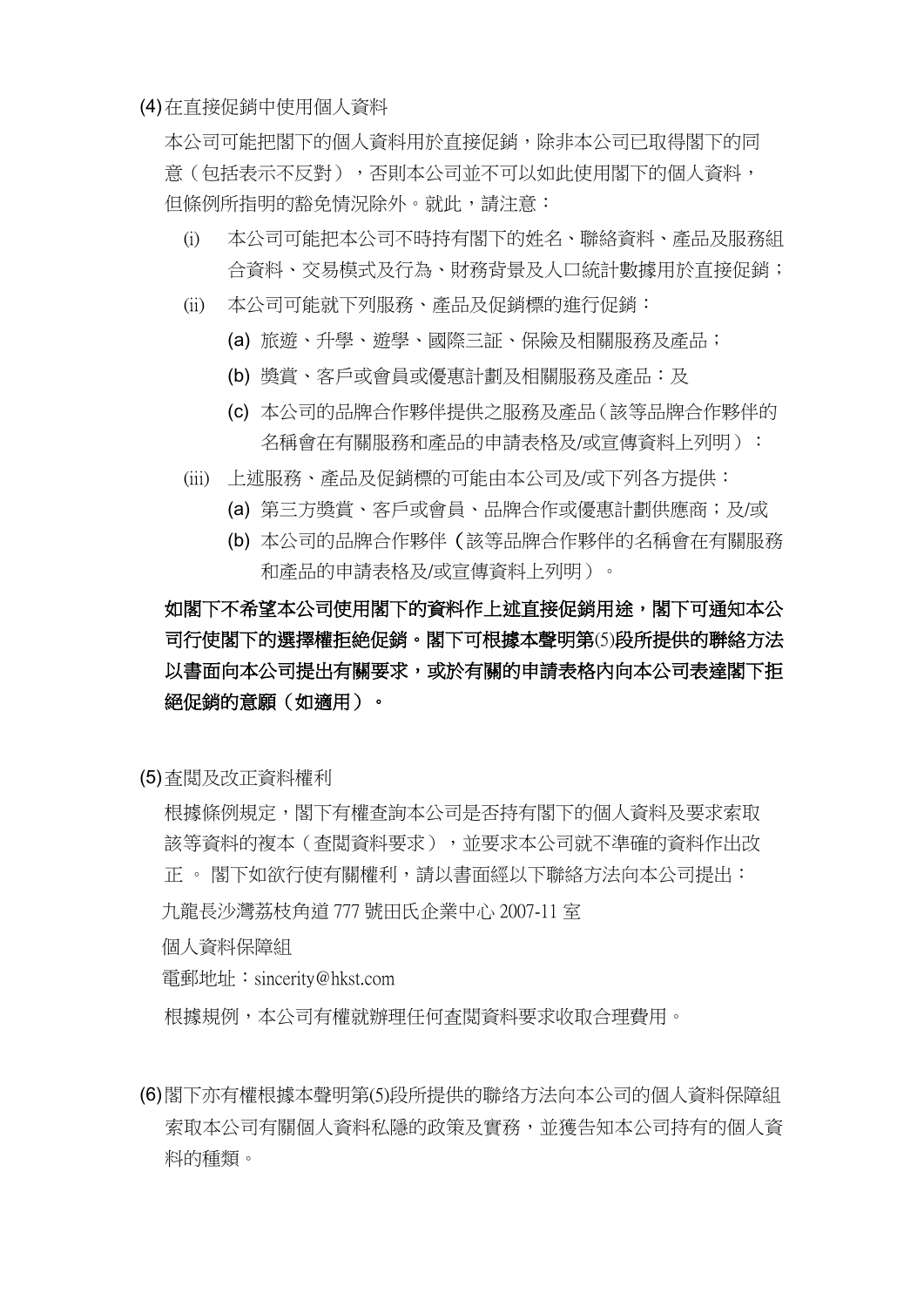(4) 在直接促銷中使用個人資料

本公司可能把閣下的個人資料用於直接促銷，除非本公司已取得閣下的同意（包括表示不反對），否則本公司並不可以如此使用閣下的個人資料，但條例所指明的豁免情況除外。就此，請注意：

(i) 本公司可能把本公司不時持有閣下的姓名、聯絡資料、產品及服務組合資料、交易模式及行為、財務背景及人口統計數據用於直接促銷；

(ii) 本公司可能就下列服務、產品及促銷標的進行促銷：

(a) 旅遊、升學、遊學、國際三証、保險及相關服務及產品；

(b) 獎賞、客戶或會員或優惠計劃及相關服務及產品；及

(c) 本公司的品牌合作夥伴提供之服務及產品（該等品牌合作夥伴的名稱會在有關服務和產品的申請表格及/或宣傳資料上列明）；

(iii) 上述服務、產品及促銷標的可能由本公司及/或下列各方提供：

(a) 第三方獎賞、客戶或會員、品牌合作或優惠計劃供應商；及/或

(b) 本公司的品牌合作夥伴（該等品牌合作夥伴的名稱會在有關服務和產品的申請表格及/或宣傳資料上列明）。

**如閣下不希望本公司使用閣下的資料作上述直接促銷用途，閣下可通知本公司行使閣下的選擇權拒絕促銷。閣下可根據本聲明第(5)段所提供的聯絡方法以書面向本公司提出有關要求，或於有關的申請表格內向本公司表達閣下拒絕促銷的意願（如適用）。**

(5) 查閱及改正資料權利

根據條例規定，閣下有權查詢本公司是否持有閣下的個人資料及要求索取該等資料的複本（查閱資料要求），並要求本公司就不準確的資料作出改正。閣下如欲行使有關權利，請以書面經以下聯絡方法向本公司提出：

九龍長沙灣荔枝角道 777 號田氏企業中心 2007-11 室

個人資料保障組

電郵地址：sincerity@hkst.com

根據規例，本公司有權就辦理任何查閱資料要求收取合理費用。

(6) 閣下亦有權根據本聲明第(5)段所提供的聯絡方法向本公司的個人資料保障組索取本公司有關個人資料私隱的政策及實務，並獲告知本公司持有的個人資料的種類。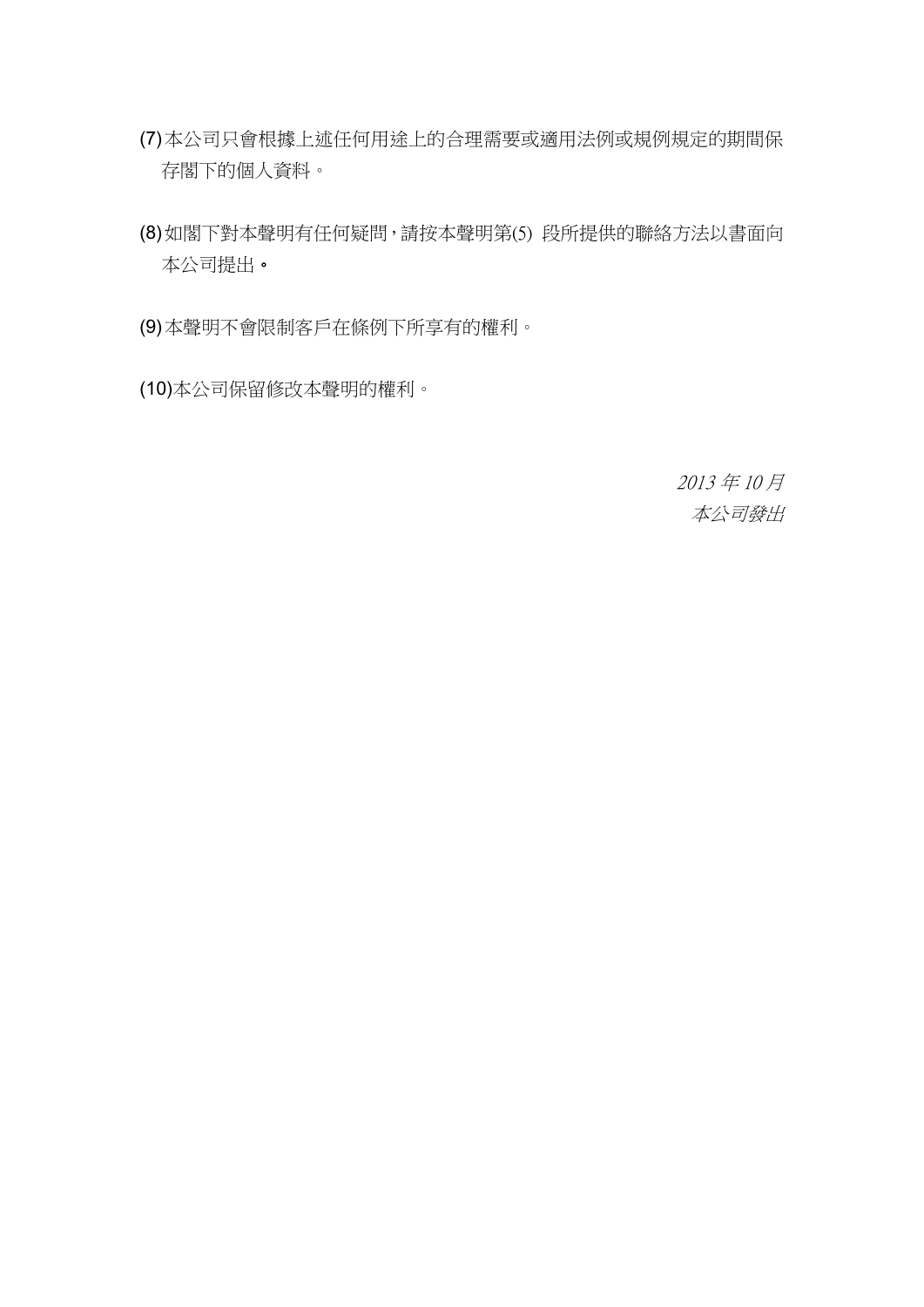(7) 本公司只會根據上述任何用途上的合理需要或適用法例或規例規定的期間保存閣下的個人資料。

(8) 如閣下對本聲明有任何疑問，請按本聲明第(5) 段所提供的聯絡方法以書面向本公司提出。

(9) 本聲明不會限制客戶在條例下所享有的權利。

(10)本公司保留修改本聲明的權利。

*2013 年 10 月*
*本公司發出*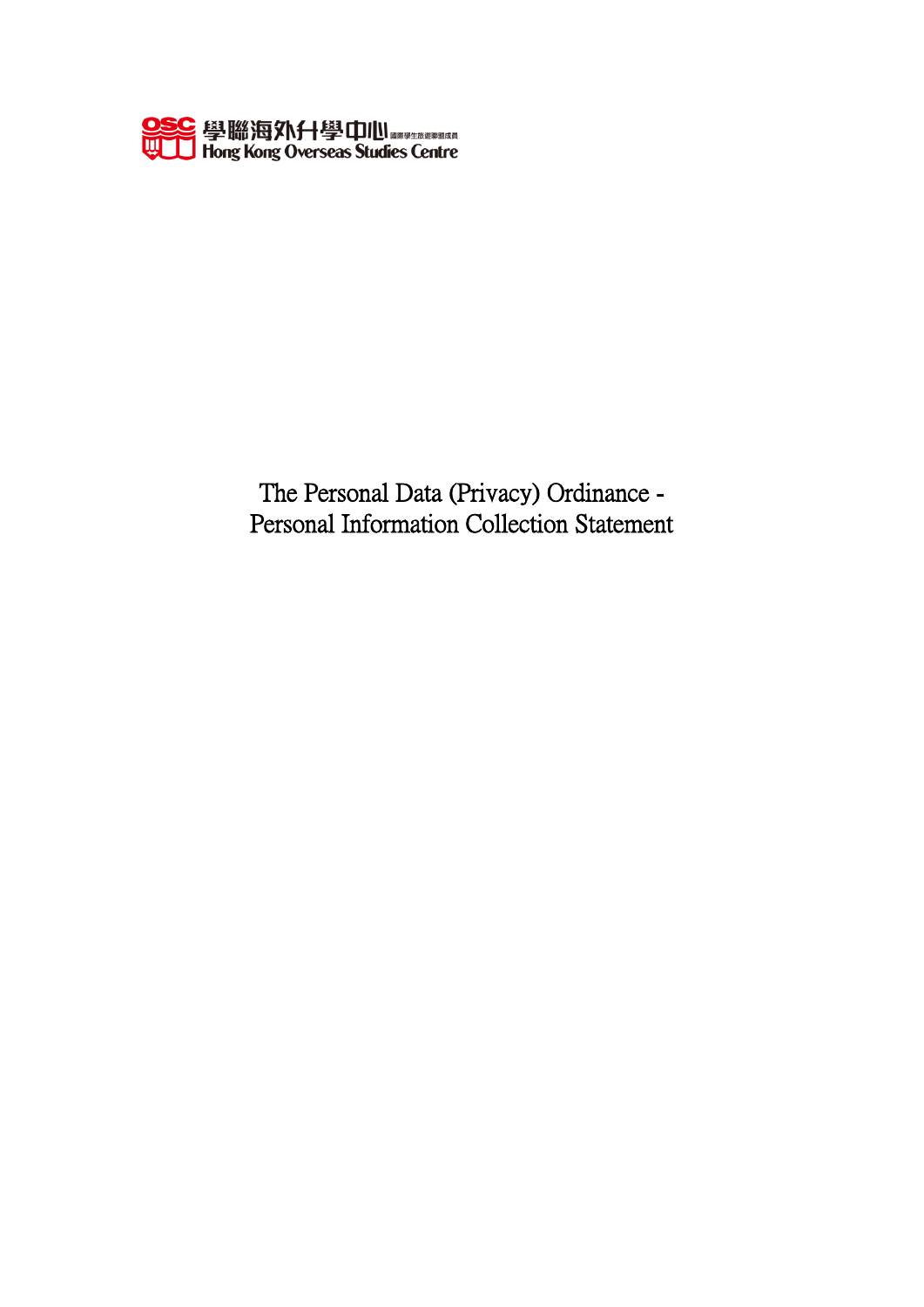學聯海外升學中心 國際學生旅遊聯盟成員
Hong Kong Overseas Studies Centre

# The Personal Data (Privacy) Ordinance - Personal Information Collection Statement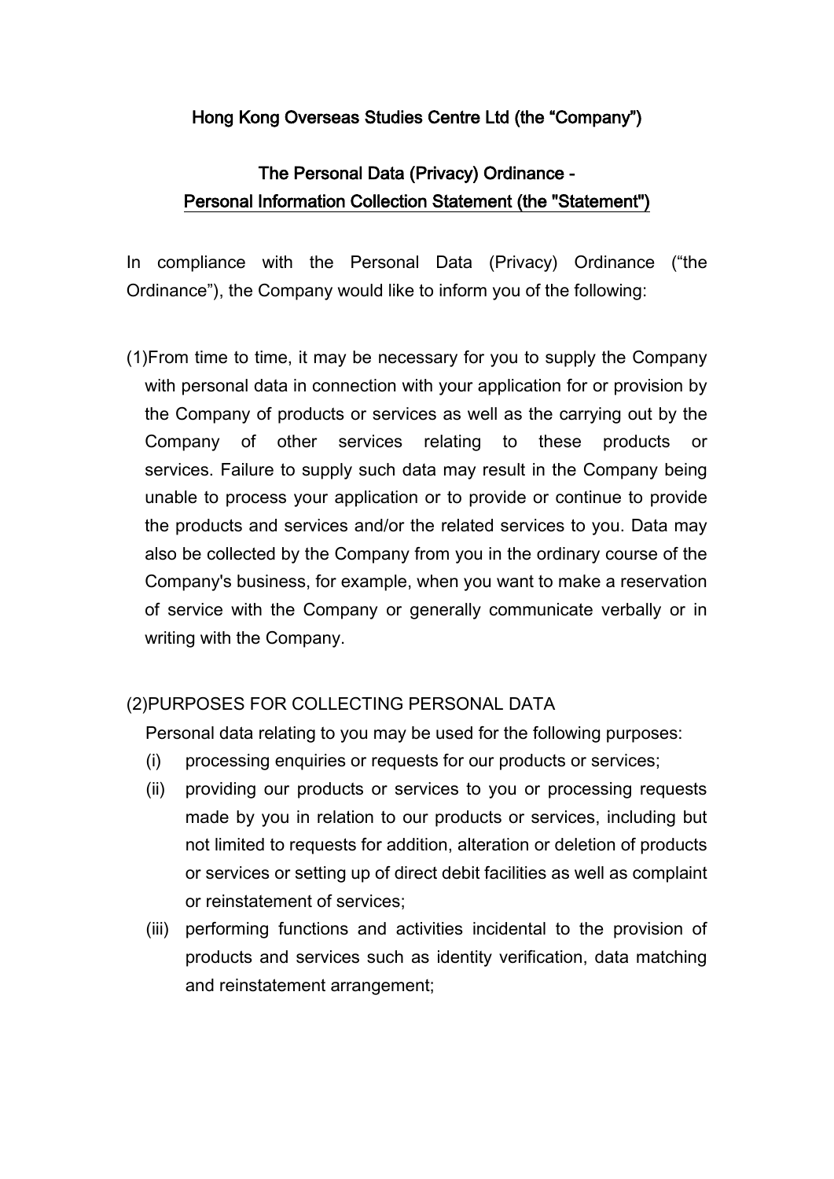## Hong Kong Overseas Studies Centre Ltd (the "Company")

## The Personal Data (Privacy) Ordinance - Personal Information Collection Statement (the "Statement")

In compliance with the Personal Data (Privacy) Ordinance ("the Ordinance"), the Company would like to inform you of the following:

(1) From time to time, it may be necessary for you to supply the Company with personal data in connection with your application for or provision by the Company of products or services as well as the carrying out by the Company of other services relating to these products or services. Failure to supply such data may result in the Company being unable to process your application or to provide or continue to provide the products and services and/or the related services to you. Data may also be collected by the Company from you in the ordinary course of the Company's business, for example, when you want to make a reservation of service with the Company or generally communicate verbally or in writing with the Company.

(2) PURPOSES FOR COLLECTING PERSONAL DATA

Personal data relating to you may be used for the following purposes:

- (i) processing enquiries or requests for our products or services;
- (ii) providing our products or services to you or processing requests made by you in relation to our products or services, including but not limited to requests for addition, alteration or deletion of products or services or setting up of direct debit facilities as well as complaint or reinstatement of services;
- (iii) performing functions and activities incidental to the provision of products and services such as identity verification, data matching and reinstatement arrangement;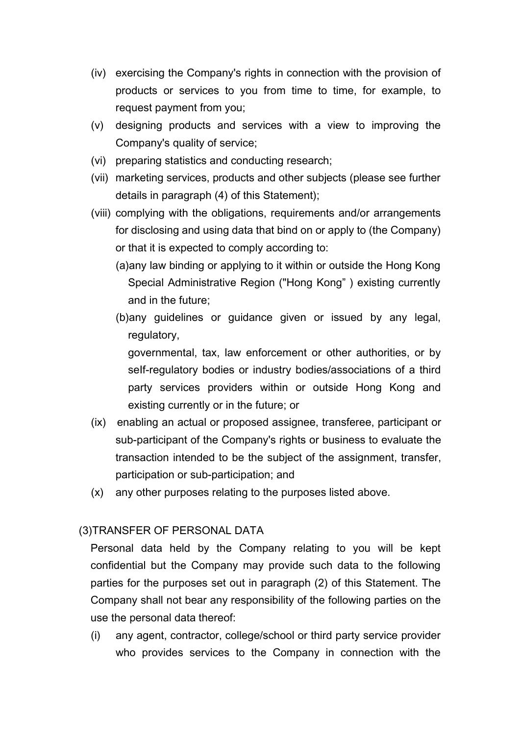(iv) exercising the Company's rights in connection with the provision of products or services to you from time to time, for example, to request payment from you;

(v) designing products and services with a view to improving the Company's quality of service;

(vi) preparing statistics and conducting research;

(vii) marketing services, products and other subjects (please see further details in paragraph (4) of this Statement);

(viii) complying with the obligations, requirements and/or arrangements for disclosing and using data that bind on or apply to (the Company) or that it is expected to comply according to:

   (a)any law binding or applying to it within or outside the Hong Kong Special Administrative Region ("Hong Kong" ) existing currently and in the future;

   (b)any guidelines or guidance given or issued by any legal, regulatory,
   governmental, tax, law enforcement or other authorities, or by self-regulatory bodies or industry bodies/associations of a third party services providers within or outside Hong Kong and existing currently or in the future; or

(ix) enabling an actual or proposed assignee, transferee, participant or sub-participant of the Company's rights or business to evaluate the transaction intended to be the subject of the assignment, transfer, participation or sub-participation; and

(x) any other purposes relating to the purposes listed above.

(3)TRANSFER OF PERSONAL DATA

Personal data held by the Company relating to you will be kept confidential but the Company may provide such data to the following parties for the purposes set out in paragraph (2) of this Statement. The Company shall not bear any responsibility of the following parties on the use the personal data thereof:

(i) any agent, contractor, college/school or third party service provider who provides services to the Company in connection with the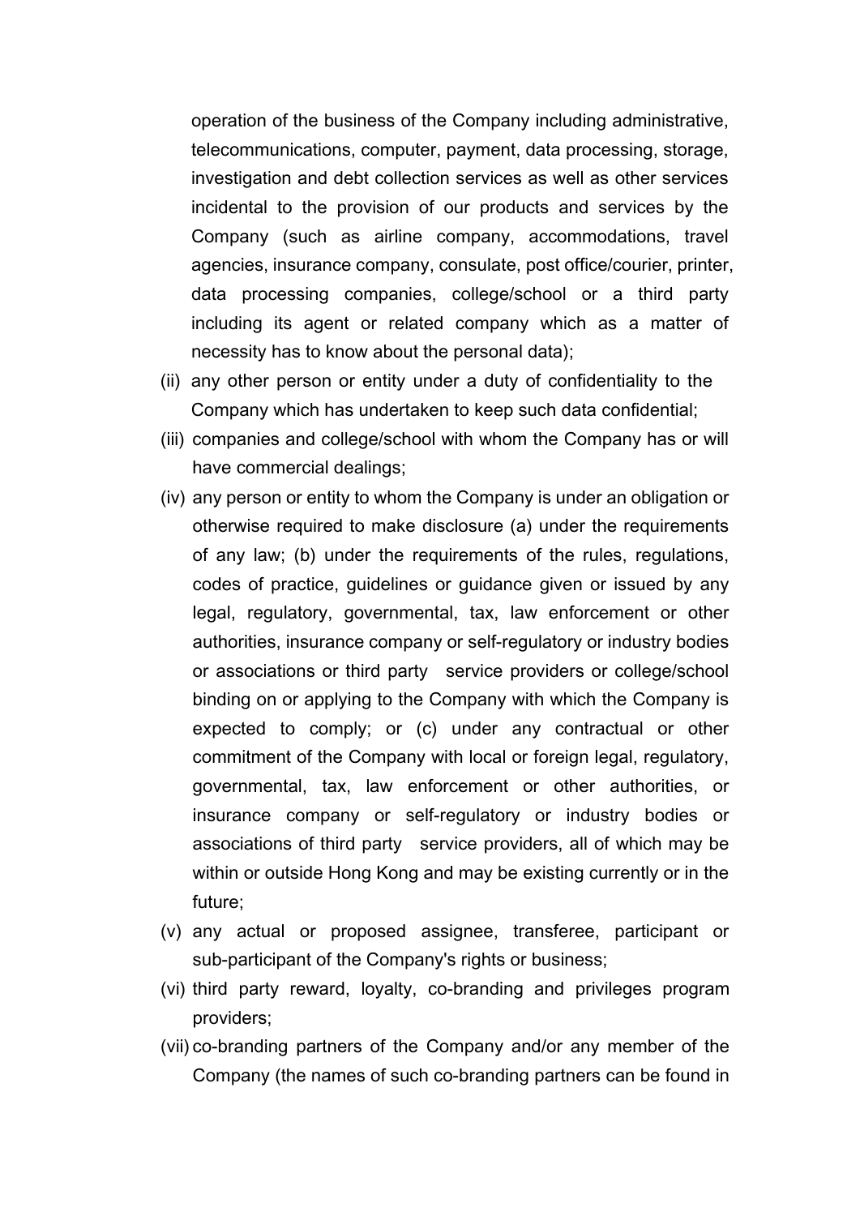operation of the business of the Company including administrative, telecommunications, computer, payment, data processing, storage, investigation and debt collection services as well as other services incidental to the provision of our products and services by the Company (such as airline company, accommodations, travel agencies, insurance company, consulate, post office/courier, printer, data processing companies, college/school or a third party including its agent or related company which as a matter of necessity has to know about the personal data);

(ii) any other person or entity under a duty of confidentiality to the Company which has undertaken to keep such data confidential;

(iii) companies and college/school with whom the Company has or will have commercial dealings;

(iv) any person or entity to whom the Company is under an obligation or otherwise required to make disclosure (a) under the requirements of any law; (b) under the requirements of the rules, regulations, codes of practice, guidelines or guidance given or issued by any legal, regulatory, governmental, tax, law enforcement or other authorities, insurance company or self-regulatory or industry bodies or associations or third party service providers or college/school binding on or applying to the Company with which the Company is expected to comply; or (c) under any contractual or other commitment of the Company with local or foreign legal, regulatory, governmental, tax, law enforcement or other authorities, or insurance company or self-regulatory or industry bodies or associations of third party service providers, all of which may be within or outside Hong Kong and may be existing currently or in the future;

(v) any actual or proposed assignee, transferee, participant or sub-participant of the Company's rights or business;

(vi) third party reward, loyalty, co-branding and privileges program providers;

(vii) co-branding partners of the Company and/or any member of the Company (the names of such co-branding partners can be found in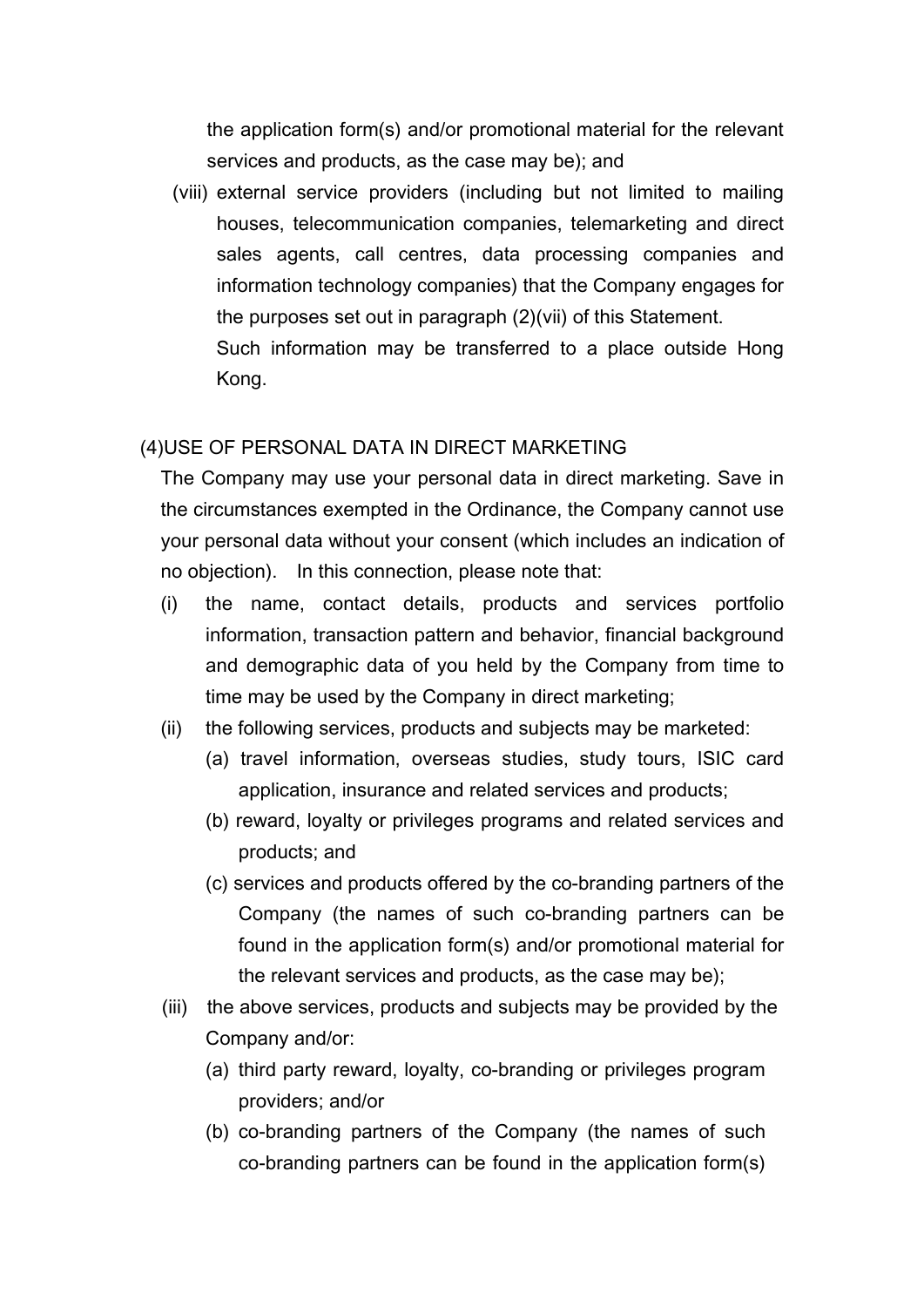the application form(s) and/or promotional material for the relevant services and products, as the case may be); and

(viii) external service providers (including but not limited to mailing houses, telecommunication companies, telemarketing and direct sales agents, call centres, data processing companies and information technology companies) that the Company engages for the purposes set out in paragraph (2)(vii) of this Statement.

Such information may be transferred to a place outside Hong Kong.

(4)USE OF PERSONAL DATA IN DIRECT MARKETING

The Company may use your personal data in direct marketing. Save in the circumstances exempted in the Ordinance, the Company cannot use your personal data without your consent (which includes an indication of no objection). In this connection, please note that:

(i) the name, contact details, products and services portfolio information, transaction pattern and behavior, financial background and demographic data of you held by the Company from time to time may be used by the Company in direct marketing;

(ii) the following services, products and subjects may be marketed:

(a) travel information, overseas studies, study tours, ISIC card application, insurance and related services and products;

(b) reward, loyalty or privileges programs and related services and products; and

(c) services and products offered by the co-branding partners of the Company (the names of such co-branding partners can be found in the application form(s) and/or promotional material for the relevant services and products, as the case may be);

(iii) the above services, products and subjects may be provided by the Company and/or:

(a) third party reward, loyalty, co-branding or privileges program providers; and/or

(b) co-branding partners of the Company (the names of such co-branding partners can be found in the application form(s)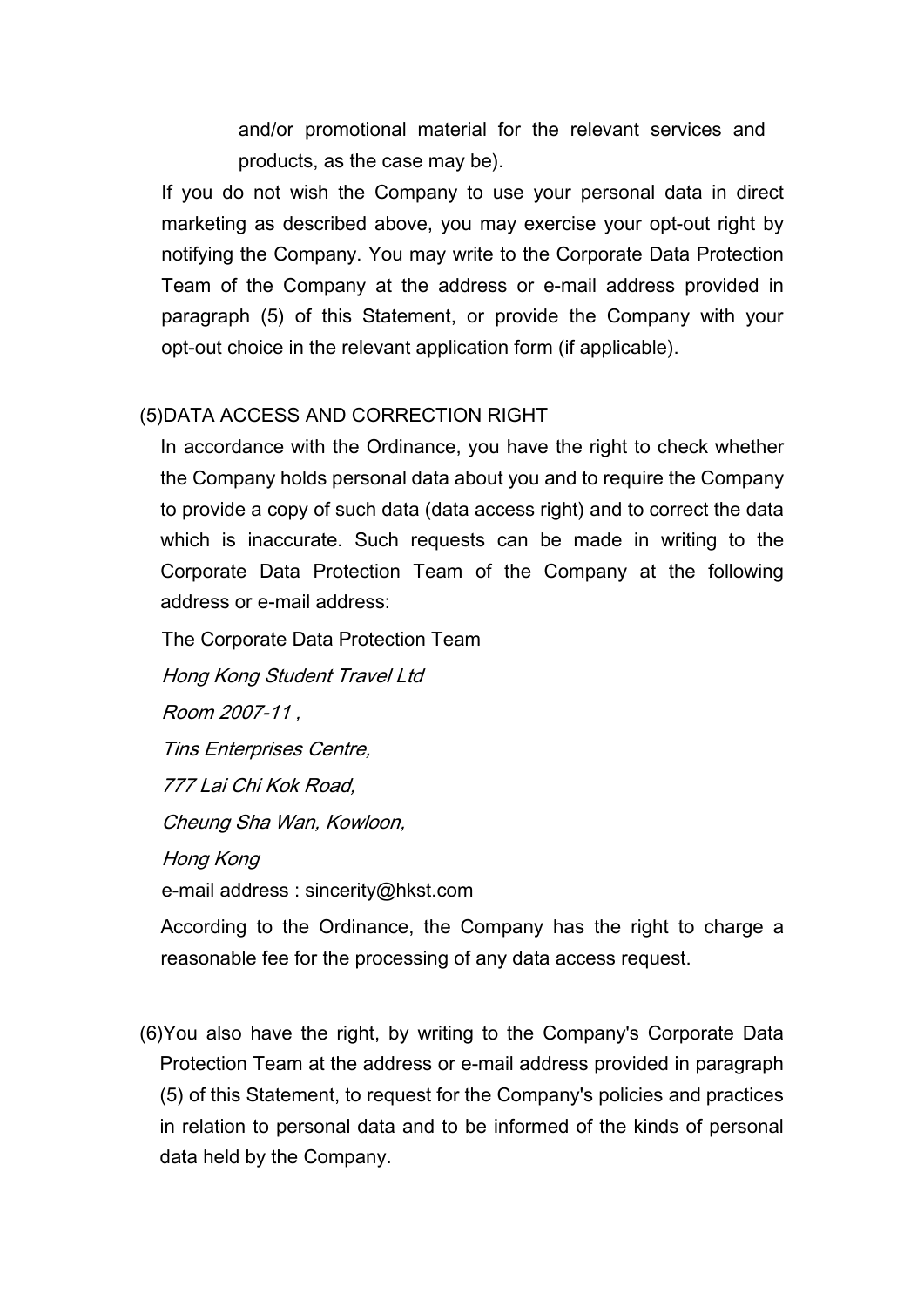and/or promotional material for the relevant services and products, as the case may be).

If you do not wish the Company to use your personal data in direct marketing as described above, you may exercise your opt-out right by notifying the Company. You may write to the Corporate Data Protection Team of the Company at the address or e-mail address provided in paragraph (5) of this Statement, or provide the Company with your opt-out choice in the relevant application form (if applicable).

(5)DATA ACCESS AND CORRECTION RIGHT

In accordance with the Ordinance, you have the right to check whether the Company holds personal data about you and to require the Company to provide a copy of such data (data access right) and to correct the data which is inaccurate. Such requests can be made in writing to the Corporate Data Protection Team of the Company at the following address or e-mail address:

The Corporate Data Protection Team

*Hong Kong Student Travel Ltd*

*Room 2007-11 ,*

*Tins Enterprises Centre,*

*777 Lai Chi Kok Road,*

*Cheung Sha Wan, Kowloon,*

*Hong Kong*

e-mail address : sincerity@hkst.com

According to the Ordinance, the Company has the right to charge a reasonable fee for the processing of any data access request.

(6)You also have the right, by writing to the Company's Corporate Data Protection Team at the address or e-mail address provided in paragraph (5) of this Statement, to request for the Company's policies and practices in relation to personal data and to be informed of the kinds of personal data held by the Company.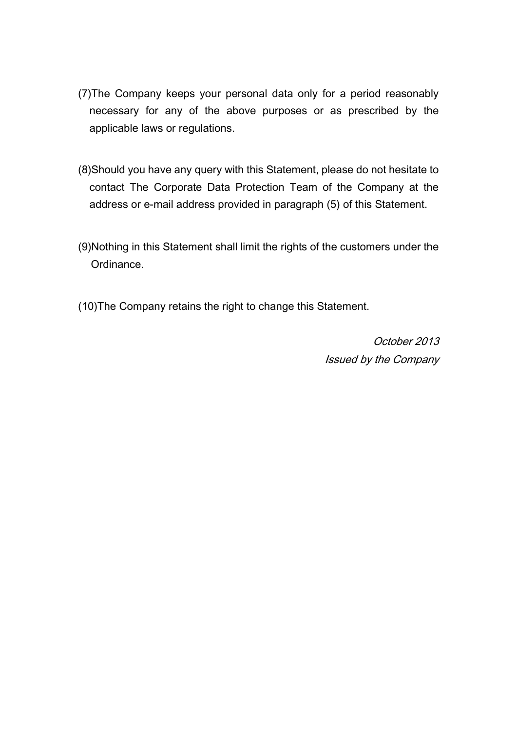(7)The Company keeps your personal data only for a period reasonably necessary for any of the above purposes or as prescribed by the applicable laws or regulations.

(8)Should you have any query with this Statement, please do not hesitate to contact The Corporate Data Protection Team of the Company at the address or e-mail address provided in paragraph (5) of this Statement.

(9)Nothing in this Statement shall limit the rights of the customers under the Ordinance.

(10)The Company retains the right to change this Statement.

*October 2013*
*Issued by the Company*